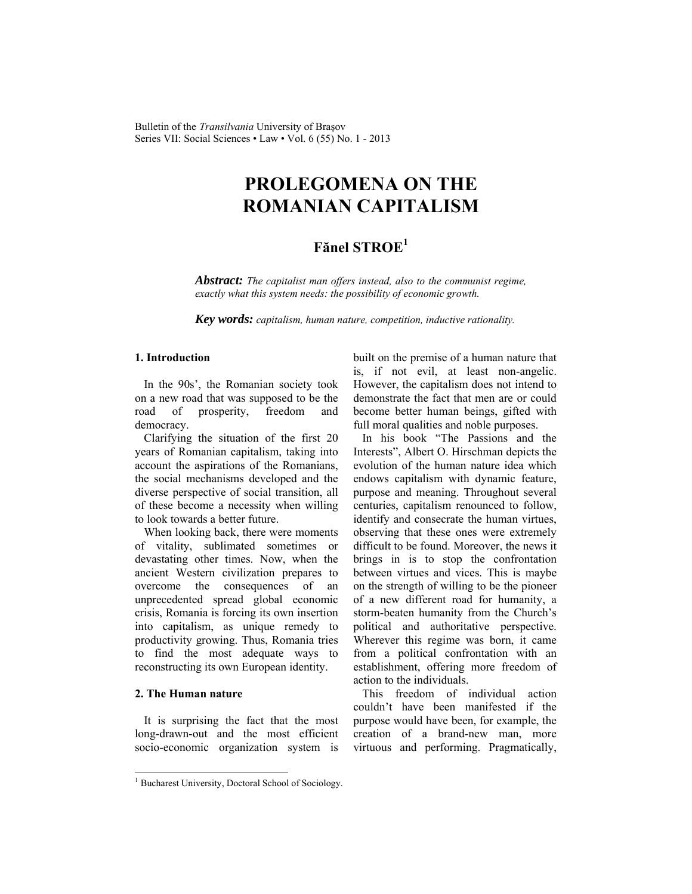# PROLEGOMENA ON THE ROMANIAN CAPITALISM

## Fănel STROE[1]

***Abstract:*** *The capitalist man offers instead, also to the communist regime, exactly what this system needs: the possibility of economic growth.*

***Key words:*** *capitalism, human nature, competition, inductive rationality.*

### 1. Introduction

In the 90s', the Romanian society took on a new road that was supposed to be the road of prosperity, freedom and democracy.

Clarifying the situation of the first 20 years of Romanian capitalism, taking into account the aspirations of the Romanians, the social mechanisms developed and the diverse perspective of social transition, all of these become a necessity when willing to look towards a better future.

When looking back, there were moments of vitality, sublimated sometimes or devastating other times. Now, when the ancient Western civilization prepares to overcome the consequences of an unprecedented spread global economic crisis, Romania is forcing its own insertion into capitalism, as unique remedy to productivity growing. Thus, Romania tries to find the most adequate ways to reconstructing its own European identity.

### 2. The Human nature

It is surprising the fact that the most long-drawn-out and the most efficient socio-economic organization system is built on the premise of a human nature that is, if not evil, at least non-angelic. However, the capitalism does not intend to demonstrate the fact that men are or could become better human beings, gifted with full moral qualities and noble purposes.

In his book "The Passions and the Interests", Albert O. Hirschman depicts the evolution of the human nature idea which endows capitalism with dynamic feature, purpose and meaning. Throughout several centuries, capitalism renounced to follow, identify and consecrate the human virtues, observing that these ones were extremely difficult to be found. Moreover, the news it brings in is to stop the confrontation between virtues and vices. This is maybe on the strength of willing to be the pioneer of a new different road for humanity, a storm-beaten humanity from the Church's political and authoritative perspective. Wherever this regime was born, it came from a political confrontation with an establishment, offering more freedom of action to the individuals.

This freedom of individual action couldn't have been manifested if the purpose would have been, for example, the creation of a brand-new man, more virtuous and performing. Pragmatically,

---

[1] Bucharest University, Doctoral School of Sociology.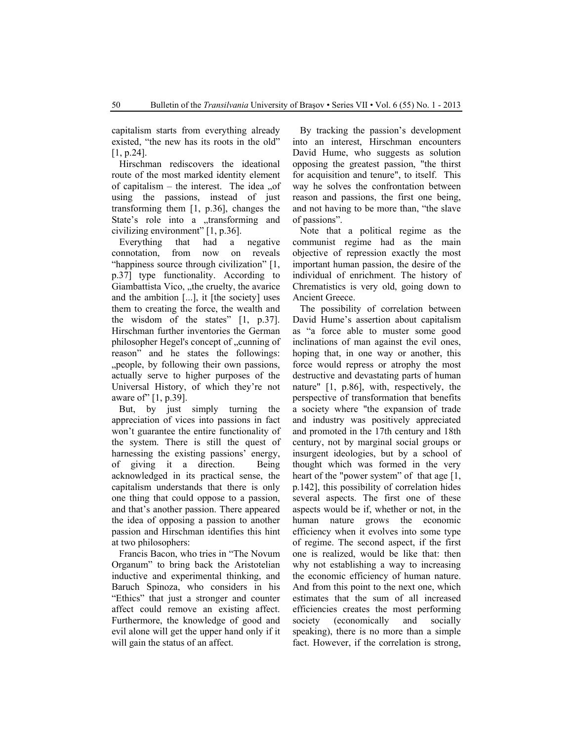capitalism starts from everything already existed, “the new has its roots in the old” [1, p.24].

Hirschman rediscovers the ideational route of the most marked identity element of capitalism – the interest. The idea „of using the passions, instead of just transforming them [1, p.36], changes the State’s role into a „transforming and civilizing environment” [1, p.36].

Everything that had a negative connotation, from now on reveals “happiness source through civilization” [1, p.37] type functionality. According to Giambattista Vico, „the cruelty, the avarice and the ambition [...], it [the society] uses them to creating the force, the wealth and the wisdom of the states” [1, p.37]. Hirschman further inventories the German philosopher Hegel's concept of „cunning of reason” and he states the followings: „people, by following their own passions, actually serve to higher purposes of the Universal History, of which they’re not aware of” [1, p.39].

But, by just simply turning the appreciation of vices into passions in fact won’t guarantee the entire functionality of the system. There is still the quest of harnessing the existing passions’ energy, of giving it a direction. Being acknowledged in its practical sense, the capitalism understands that there is only one thing that could oppose to a passion, and that’s another passion. There appeared the idea of opposing a passion to another passion and Hirschman identifies this hint at two philosophers:

Francis Bacon, who tries in “The Novum Organum” to bring back the Aristotelian inductive and experimental thinking, and Baruch Spinoza, who considers in his “Ethics” that just a stronger and counter affect could remove an existing affect. Furthermore, the knowledge of good and evil alone will get the upper hand only if it will gain the status of an affect.

By tracking the passion’s development into an interest, Hirschman encounters David Hume, who suggests as solution opposing the greatest passion, "the thirst for acquisition and tenure", to itself. This way he solves the confrontation between reason and passions, the first one being, and not having to be more than, “the slave of passions”.

Note that a political regime as the communist regime had as the main objective of repression exactly the most important human passion, the desire of the individual of enrichment. The history of Chrematistics is very old, going down to Ancient Greece.

The possibility of correlation between David Hume’s assertion about capitalism as “a force able to muster some good inclinations of man against the evil ones, hoping that, in one way or another, this force would repress or atrophy the most destructive and devastating parts of human nature" [1, p.86], with, respectively, the perspective of transformation that benefits a society where "the expansion of trade and industry was positively appreciated and promoted in the 17th century and 18th century, not by marginal social groups or insurgent ideologies, but by a school of thought which was formed in the very heart of the "power system” of that age [1, p.142], this possibility of correlation hides several aspects. The first one of these aspects would be if, whether or not, in the human nature grows the economic efficiency when it evolves into some type of regime. The second aspect, if the first one is realized, would be like that: then why not establishing a way to increasing the economic efficiency of human nature. And from this point to the next one, which estimates that the sum of all increased efficiencies creates the most performing society (economically and socially speaking), there is no more than a simple fact. However, if the correlation is strong,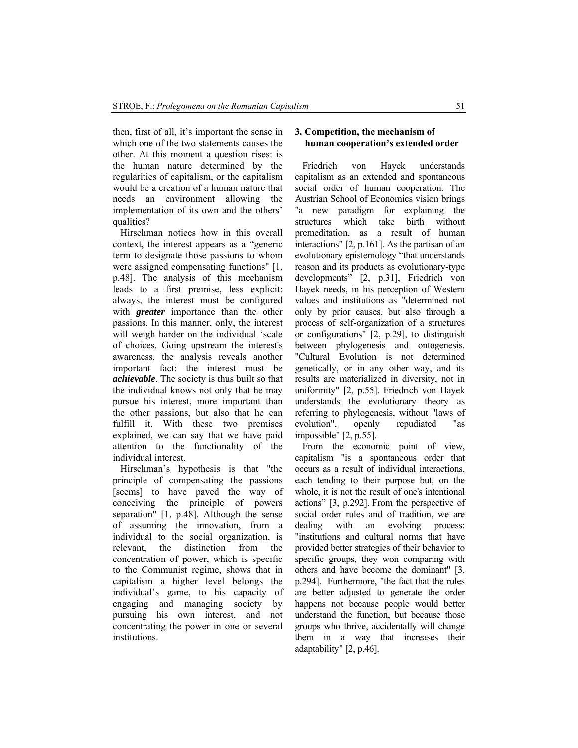then, first of all, it's important the sense in which one of the two statements causes the other. At this moment a question rises: is the human nature determined by the regularities of capitalism, or the capitalism would be a creation of a human nature that needs an environment allowing the implementation of its own and the others' qualities?

Hirschman notices how in this overall context, the interest appears as a "generic term to designate those passions to whom were assigned compensating functions" [1, p.48]. The analysis of this mechanism leads to a first premise, less explicit: always, the interest must be configured with ***greater*** importance than the other passions. In this manner, only, the interest will weigh harder on the individual 'scale of choices. Going upstream the interest's awareness, the analysis reveals another important fact: the interest must be ***achievable***. The society is thus built so that the individual knows not only that he may pursue his interest, more important than the other passions, but also that he can fulfill it. With these two premises explained, we can say that we have paid attention to the functionality of the individual interest.

Hirschman's hypothesis is that "the principle of compensating the passions [seems] to have paved the way of conceiving the principle of powers separation" [1, p.48]. Although the sense of assuming the innovation, from a individual to the social organization, is relevant, the distinction from the concentration of power, which is specific to the Communist regime, shows that in capitalism a higher level belongs the individual's game, to his capacity of engaging and managing society by pursuing his own interest, and not concentrating the power in one or several institutions.

## 3. Competition, the mechanism of human cooperation's extended order

Friedrich von Hayek understands capitalism as an extended and spontaneous social order of human cooperation. The Austrian School of Economics vision brings "a new paradigm for explaining the structures which take birth without premeditation, as a result of human interactions" [2, p.161]. As the partisan of an evolutionary epistemology "that understands reason and its products as evolutionary-type developments" [2, p.31], Friedrich von Hayek needs, in his perception of Western values and institutions as "determined not only by prior causes, but also through a process of self-organization of a structures or configurations" [2, p.29], to distinguish between phylogenesis and ontogenesis. "Cultural Evolution is not determined genetically, or in any other way, and its results are materialized in diversity, not in uniformity" [2, p.55]. Friedrich von Hayek understands the evolutionary theory as referring to phylogenesis, without "laws of evolution", openly repudiated "as impossible" [2, p.55].

From the economic point of view, capitalism "is a spontaneous order that occurs as a result of individual interactions, each tending to their purpose but, on the whole, it is not the result of one's intentional actions" [3, p.292]. From the perspective of social order rules and of tradition, we are dealing with an evolving process: "institutions and cultural norms that have provided better strategies of their behavior to specific groups, they won comparing with others and have become the dominant" [3, p.294]. Furthermore, "the fact that the rules are better adjusted to generate the order happens not because people would better understand the function, but because those groups who thrive, accidentally will change them in a way that increases their adaptability" [2, p.46].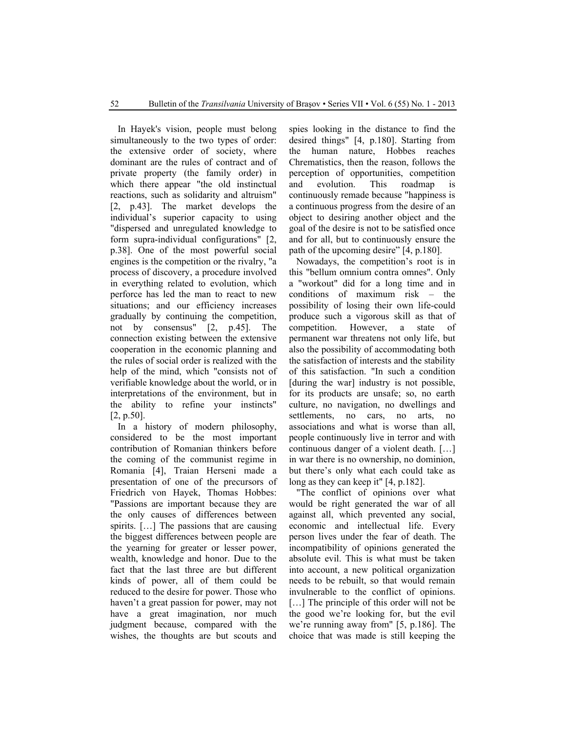In Hayek's vision, people must belong simultaneously to the two types of order: the extensive order of society, where dominant are the rules of contract and of private property (the family order) in which there appear "the old instinctual reactions, such as solidarity and altruism" [2, p.43]. The market develops the individual's superior capacity to using "dispersed and unregulated knowledge to form supra-individual configurations" [2, p.38]. One of the most powerful social engines is the competition or the rivalry, "a process of discovery, a procedure involved in everything related to evolution, which perforce has led the man to react to new situations; and our efficiency increases gradually by continuing the competition, not by consensus" [2, p.45]. The connection existing between the extensive cooperation in the economic planning and the rules of social order is realized with the help of the mind, which "consists not of verifiable knowledge about the world, or in interpretations of the environment, but in the ability to refine your instincts" [2, p.50].

In a history of modern philosophy, considered to be the most important contribution of Romanian thinkers before the coming of the communist regime in Romania [4], Traian Herseni made a presentation of one of the precursors of Friedrich von Hayek, Thomas Hobbes: "Passions are important because they are the only causes of differences between spirits. […] The passions that are causing the biggest differences between people are the yearning for greater or lesser power, wealth, knowledge and honor. Due to the fact that the last three are but different kinds of power, all of them could be reduced to the desire for power. Those who haven't a great passion for power, may not have a great imagination, nor much judgment because, compared with the wishes, the thoughts are but scouts and spies looking in the distance to find the desired things" [4, p.180]. Starting from the human nature, Hobbes reaches Chrematistics, then the reason, follows the perception of opportunities, competition and evolution. This roadmap is continuously remade because "happiness is a continuous progress from the desire of an object to desiring another object and the goal of the desire is not to be satisfied once and for all, but to continuously ensure the path of the upcoming desire" [4, p.180].

Nowadays, the competition's root is in this "bellum omnium contra omnes". Only a "workout" did for a long time and in conditions of maximum risk – the possibility of losing their own life-could produce such a vigorous skill as that of competition. However, a state of permanent war threatens not only life, but also the possibility of accommodating both the satisfaction of interests and the stability of this satisfaction. "In such a condition [during the war] industry is not possible, for its products are unsafe; so, no earth culture, no navigation, no dwellings and settlements, no cars, no arts, no associations and what is worse than all, people continuously live in terror and with continuous danger of a violent death. […] in war there is no ownership, no dominion, but there's only what each could take as long as they can keep it" [4, p.182].

"The conflict of opinions over what would be right generated the war of all against all, which prevented any social, economic and intellectual life. Every person lives under the fear of death. The incompatibility of opinions generated the absolute evil. This is what must be taken into account, a new political organization needs to be rebuilt, so that would remain invulnerable to the conflict of opinions. […] The principle of this order will not be the good we're looking for, but the evil we're running away from" [5, p.186]. The choice that was made is still keeping the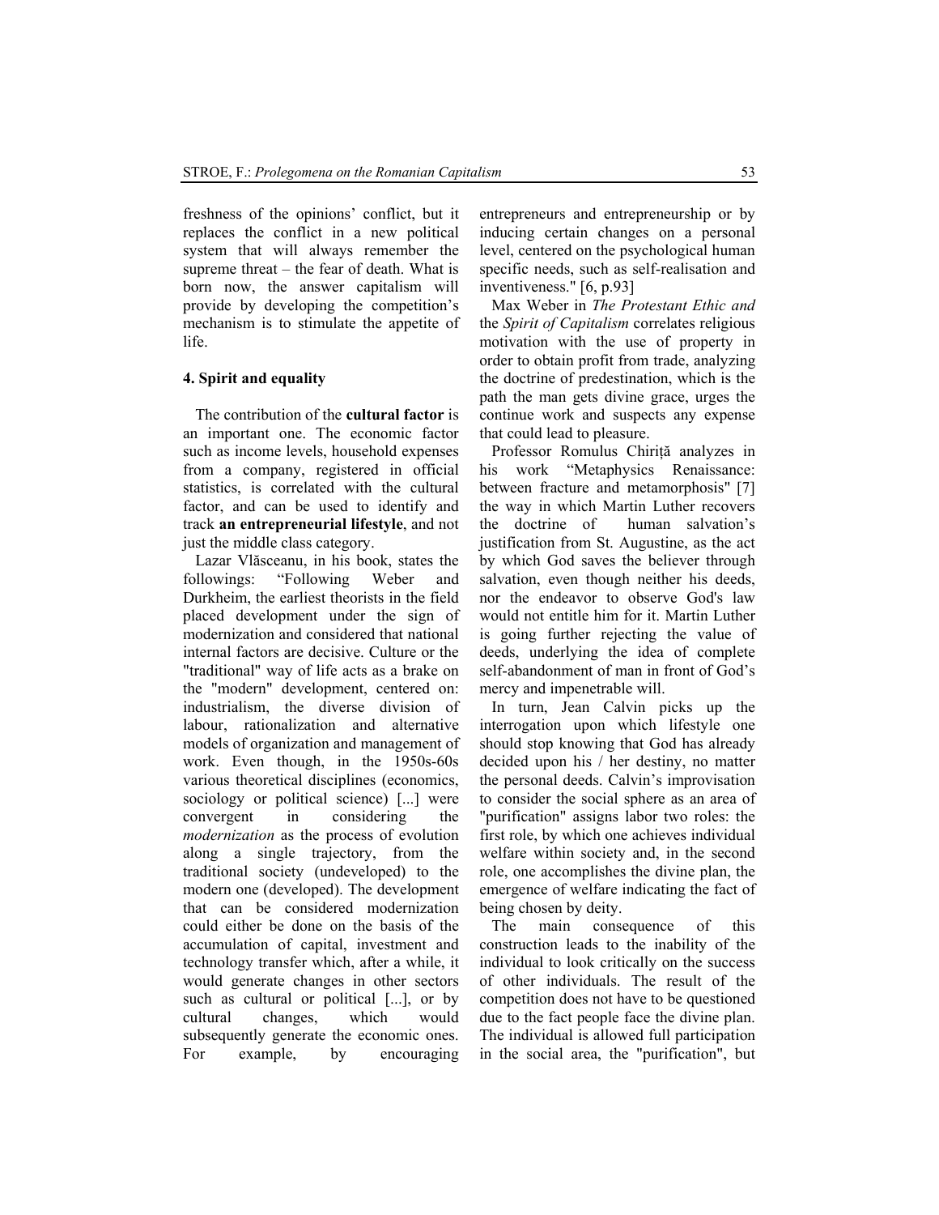freshness of the opinions' conflict, but it replaces the conflict in a new political system that will always remember the supreme threat – the fear of death. What is born now, the answer capitalism will provide by developing the competition's mechanism is to stimulate the appetite of life.

#### 4. Spirit and equality

The contribution of the **cultural factor** is an important one. The economic factor such as income levels, household expenses from a company, registered in official statistics, is correlated with the cultural factor, and can be used to identify and track **an entrepreneurial lifestyle**, and not just the middle class category.

Lazar Vlăsceanu, in his book, states the followings: "Following Weber and Durkheim, the earliest theorists in the field placed development under the sign of modernization and considered that national internal factors are decisive. Culture or the "traditional" way of life acts as a brake on the "modern" development, centered on: industrialism, the diverse division of labour, rationalization and alternative models of organization and management of work. Even though, in the 1950s-60s various theoretical disciplines (economics, sociology or political science) [...] were convergent in considering the *modernization* as the process of evolution along a single trajectory, from the traditional society (undeveloped) to the modern one (developed). The development that can be considered modernization could either be done on the basis of the accumulation of capital, investment and technology transfer which, after a while, it would generate changes in other sectors such as cultural or political [...], or by cultural changes, which would subsequently generate the economic ones. For example, by encouraging entrepreneurs and entrepreneurship or by inducing certain changes on a personal level, centered on the psychological human specific needs, such as self-realisation and inventiveness." [6, p.93]

Max Weber in *The Protestant Ethic and the Spirit of Capitalism* correlates religious motivation with the use of property in order to obtain profit from trade, analyzing the doctrine of predestination, which is the path the man gets divine grace, urges the continue work and suspects any expense that could lead to pleasure.

Professor Romulus Chiriță analyzes in his work "Metaphysics Renaissance: between fracture and metamorphosis" [7] the way in which Martin Luther recovers the doctrine of human salvation's justification from St. Augustine, as the act by which God saves the believer through salvation, even though neither his deeds, nor the endeavor to observe God's law would not entitle him for it. Martin Luther is going further rejecting the value of deeds, underlying the idea of complete self-abandonment of man in front of God's mercy and impenetrable will.

In turn, Jean Calvin picks up the interrogation upon which lifestyle one should stop knowing that God has already decided upon his / her destiny, no matter the personal deeds. Calvin's improvisation to consider the social sphere as an area of "purification" assigns labor two roles: the first role, by which one achieves individual welfare within society and, in the second role, one accomplishes the divine plan, the emergence of welfare indicating the fact of being chosen by deity.

The main consequence of this construction leads to the inability of the individual to look critically on the success of other individuals. The result of the competition does not have to be questioned due to the fact people face the divine plan. The individual is allowed full participation in the social area, the "purification", but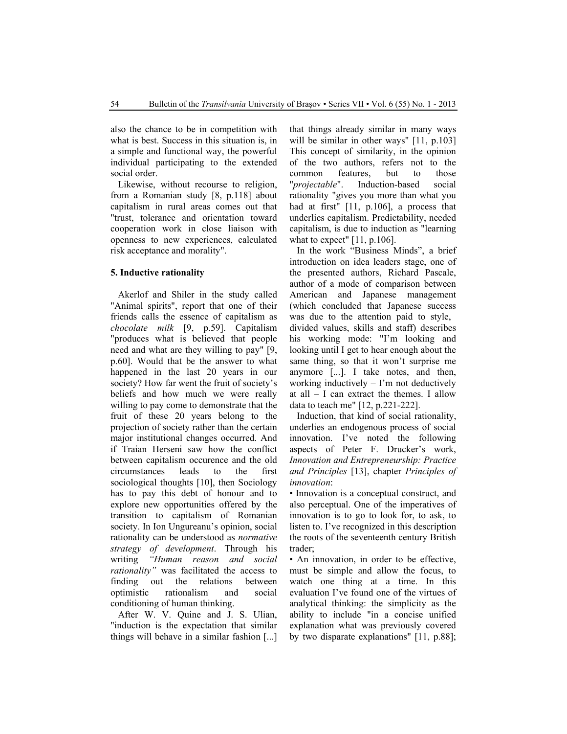also the chance to be in competition with what is best. Success in this situation is, in a simple and functional way, the powerful individual participating to the extended social order.

Likewise, without recourse to religion, from a Romanian study [8, p.118] about capitalism in rural areas comes out that "trust, tolerance and orientation toward cooperation work in close liaison with openness to new experiences, calculated risk acceptance and morality".

## 5. Inductive rationality

Akerlof and Shiler in the study called "Animal spirits", report that one of their friends calls the essence of capitalism as *chocolate milk* [9, p.59]. Capitalism "produces what is believed that people need and what are they willing to pay" [9, p.60]. Would that be the answer to what happened in the last 20 years in our society? How far went the fruit of society's beliefs and how much we were really willing to pay come to demonstrate that the fruit of these 20 years belong to the projection of society rather than the certain major institutional changes occurred. And if Traian Herseni saw how the conflict between capitalism occurence and the old circumstances leads to the first sociological thoughts [10], then Sociology has to pay this debt of honour and to explore new opportunities offered by the transition to capitalism of Romanian society. In Ion Ungureanu's opinion, social rationality can be understood as *normative strategy of development*. Through his writing *"Human reason and social rationality"* was facilitated the access to finding out the relations between optimistic rationalism and social conditioning of human thinking.

After W. V. Quine and J. S. Ulian, "induction is the expectation that similar things will behave in a similar fashion [...] that things already similar in many ways will be similar in other ways" [11, p.103] This concept of similarity, in the opinion of the two authors, refers not to the common features, but to those "*projectable*". Induction-based social rationality "gives you more than what you had at first" [11, p.106], a process that underlies capitalism. Predictability, needed capitalism, is due to induction as "learning what to expect" [11, p.106].

In the work "Business Minds", a brief introduction on idea leaders stage, one of the presented authors, Richard Pascale, author of a mode of comparison between American and Japanese management (which concluded that Japanese success was due to the attention paid to style, divided values, skills and staff) describes his working mode: "I'm looking and looking until I get to hear enough about the same thing, so that it won't surprise me anymore [...]. I take notes, and then, working inductively – I'm not deductively at all – I can extract the themes. I allow data to teach me" [12, p.221-222].

Induction, that kind of social rationality, underlies an endogenous process of social innovation. I've noted the following aspects of Peter F. Drucker's work, *Innovation and Entrepreneurship: Practice and Principles* [13], chapter *Principles of innovation*:

- Innovation is a conceptual construct, and also perceptual. One of the imperatives of innovation is to go to look for, to ask, to listen to. I've recognized in this description the roots of the seventeenth century British trader;
- An innovation, in order to be effective, must be simple and allow the focus, to watch one thing at a time. In this evaluation I've found one of the virtues of analytical thinking: the simplicity as the ability to include "in a concise unified explanation what was previously covered by two disparate explanations" [11, p.88];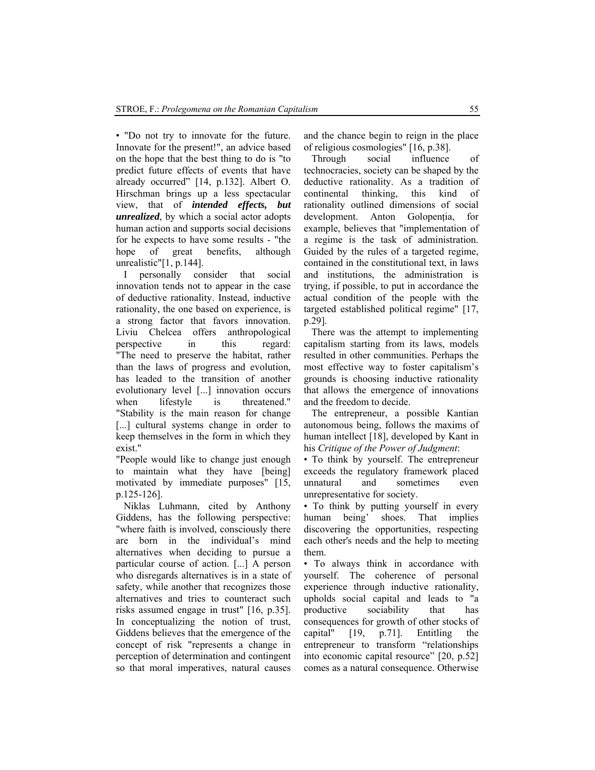• "Do not try to innovate for the future. Innovate for the present!", an advice based on the hope that the best thing to do is "to predict future effects of events that have already occurred" [14, p.132]. Albert O. Hirschman brings up a less spectacular view, that of ***intended effects, but unrealized***, by which a social actor adopts human action and supports social decisions for he expects to have some results - "the hope of great benefits, although unrealistic"[1, p.144].

I personally consider that social innovation tends not to appear in the case of deductive rationality. Instead, inductive rationality, the one based on experience, is a strong factor that favors innovation. Liviu Chelcea offers anthropological perspective in this regard: "The need to preserve the habitat, rather than the laws of progress and evolution, has leaded to the transition of another evolutionary level [...] innovation occurs when lifestyle is threatened." "Stability is the main reason for change [...] cultural systems change in order to keep themselves in the form in which they exist."

"People would like to change just enough to maintain what they have [being] motivated by immediate purposes" [15, p.125-126].

Niklas Luhmann, cited by Anthony Giddens, has the following perspective: "where faith is involved, consciously there are born in the individual's mind alternatives when deciding to pursue a particular course of action. [...] A person who disregards alternatives is in a state of safety, while another that recognizes those alternatives and tries to counteract such risks assumed engage in trust" [16, p.35]. In conceptualizing the notion of trust, Giddens believes that the emergence of the concept of risk "represents a change in perception of determination and contingent so that moral imperatives, natural causes and the chance begin to reign in the place of religious cosmologies" [16, p.38].

Through social influence of technocracies, society can be shaped by the deductive rationality. As a tradition of continental thinking, this kind of rationality outlined dimensions of social development. Anton Golopenția, for example, believes that "implementation of a regime is the task of administration. Guided by the rules of a targeted regime, contained in the constitutional text, in laws and institutions, the administration is trying, if possible, to put in accordance the actual condition of the people with the targeted established political regime" [17, p.29].

There was the attempt to implementing capitalism starting from its laws, models resulted in other communities. Perhaps the most effective way to foster capitalism's grounds is choosing inductive rationality that allows the emergence of innovations and the freedom to decide.

The entrepreneur, a possible Kantian autonomous being, follows the maxims of human intellect [18], developed by Kant in his *Critique of the Power of Judgment*:

• To think by yourself. The entrepreneur exceeds the regulatory framework placed unnatural and sometimes even unrepresentative for society.

• To think by putting yourself in every human being' shoes. That implies discovering the opportunities, respecting each other's needs and the help to meeting them.

• To always think in accordance with yourself. The coherence of personal experience through inductive rationality, upholds social capital and leads to "a productive sociability that has consequences for growth of other stocks of capital" [19, p.71]. Entitling the entrepreneur to transform "relationships into economic capital resource" [20, p.52] comes as a natural consequence. Otherwise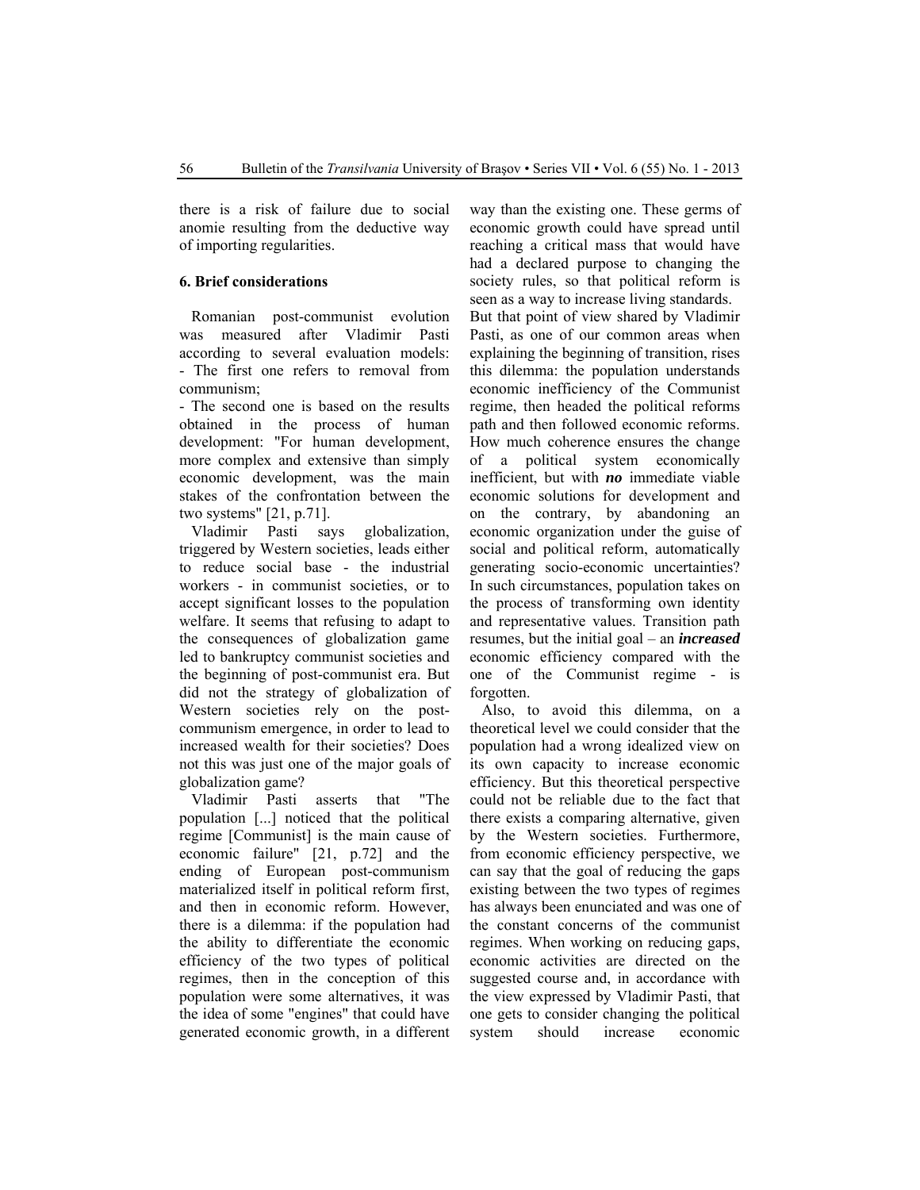there is a risk of failure due to social anomie resulting from the deductive way of importing regularities.

## 6. Brief considerations

Romanian post-communist evolution was measured after Vladimir Pasti according to several evaluation models:
- The first one refers to removal from communism;
- The second one is based on the results obtained in the process of human development: "For human development, more complex and extensive than simply economic development, was the main stakes of the confrontation between the two systems" [21, p.71].

Vladimir Pasti says globalization, triggered by Western societies, leads either to reduce social base - the industrial workers - in communist societies, or to accept significant losses to the population welfare. It seems that refusing to adapt to the consequences of globalization game led to bankruptcy communist societies and the beginning of post-communist era. But did not the strategy of globalization of Western societies rely on the post-communism emergence, in order to lead to increased wealth for their societies? Does not this was just one of the major goals of globalization game?

Vladimir Pasti asserts that "The population [...] noticed that the political regime [Communist] is the main cause of economic failure" [21, p.72] and the ending of European post-communism materialized itself in political reform first, and then in economic reform. However, there is a dilemma: if the population had the ability to differentiate the economic efficiency of the two types of political regimes, then in the conception of this population were some alternatives, it was the idea of some "engines" that could have generated economic growth, in a different way than the existing one. These germs of economic growth could have spread until reaching a critical mass that would have had a declared purpose to changing the society rules, so that political reform is seen as a way to increase living standards. But that point of view shared by Vladimir Pasti, as one of our common areas when explaining the beginning of transition, rises this dilemma: the population understands economic inefficiency of the Communist regime, then headed the political reforms path and then followed economic reforms. How much coherence ensures the change of a political system economically inefficient, but with ***no*** immediate viable economic solutions for development and on the contrary, by abandoning an economic organization under the guise of social and political reform, automatically generating socio-economic uncertainties? In such circumstances, population takes on the process of transforming own identity and representative values. Transition path resumes, but the initial goal – an ***increased*** economic efficiency compared with the one of the Communist regime - is forgotten.

Also, to avoid this dilemma, on a theoretical level we could consider that the population had a wrong idealized view on its own capacity to increase economic efficiency. But this theoretical perspective could not be reliable due to the fact that there exists a comparing alternative, given by the Western societies. Furthermore, from economic efficiency perspective, we can say that the goal of reducing the gaps existing between the two types of regimes has always been enunciated and was one of the constant concerns of the communist regimes. When working on reducing gaps, economic activities are directed on the suggested course and, in accordance with the view expressed by Vladimir Pasti, that one gets to consider changing the political system should increase economic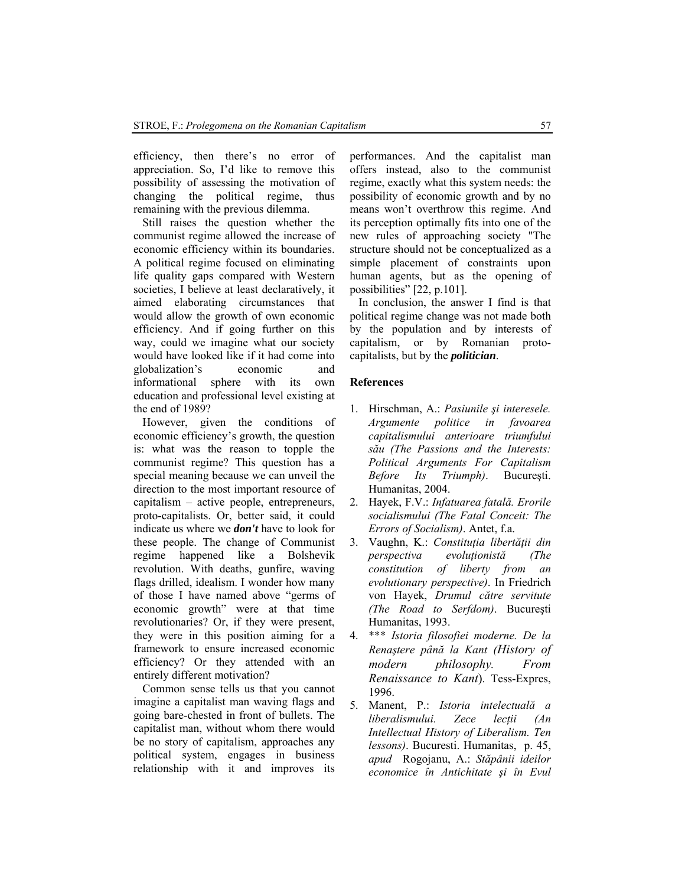efficiency, then there's no error of appreciation. So, I'd like to remove this possibility of assessing the motivation of changing the political regime, thus remaining with the previous dilemma.

Still raises the question whether the communist regime allowed the increase of economic efficiency within its boundaries. A political regime focused on eliminating life quality gaps compared with Western societies, I believe at least declaratively, it aimed elaborating circumstances that would allow the growth of own economic efficiency. And if going further on this way, could we imagine what our society would have looked like if it had come into globalization's economic and informational sphere with its own education and professional level existing at the end of 1989?

However, given the conditions of economic efficiency's growth, the question is: what was the reason to topple the communist regime? This question has a special meaning because we can unveil the direction to the most important resource of capitalism – active people, entrepreneurs, proto-capitalists. Or, better said, it could indicate us where we ***don't*** have to look for these people. The change of Communist regime happened like a Bolshevik revolution. With deaths, gunfire, waving flags drilled, idealism. I wonder how many of those I have named above "germs of economic growth" were at that time revolutionaries? Or, if they were present, they were in this position aiming for a framework to ensure increased economic efficiency? Or they attended with an entirely different motivation?

Common sense tells us that you cannot imagine a capitalist man waving flags and going bare-chested in front of bullets. The capitalist man, without whom there would be no story of capitalism, approaches any political system, engages in business relationship with it and improves its performances. And the capitalist man offers instead, also to the communist regime, exactly what this system needs: the possibility of economic growth and by no means won't overthrow this regime. And its perception optimally fits into one of the new rules of approaching society "The structure should not be conceptualized as a simple placement of constraints upon human agents, but as the opening of possibilities" [22, p.101].

In conclusion, the answer I find is that political regime change was not made both by the population and by interests of capitalism, or by Romanian proto-capitalists, but by the ***politician***.

## References

1. Hirschman, A.: *Pasiunile şi interesele. Argumente politice in favoarea capitalismului anterioare triumfului său (The Passions and the Interests: Political Arguments For Capitalism Before Its Triumph)*. Bucureşti. Humanitas, 2004.
2. Hayek, F.V.: *Infatuarea fatală. Erorile socialismului (The Fatal Conceit: The Errors of Socialism)*. Antet, f.a.
3. Vaughn, K.: *Constituția libertății din perspectiva evoluționistă (The constitution of liberty from an evolutionary perspective)*. In Friedrich von Hayek, *Drumul către servitute (The Road to Serfdom)*. Bucureşti Humanitas, 1993.
4. \*\*\* *Istoria filosofiei moderne. De la Renaştere până la Kant (History of modern philosophy. From Renaissance to Kant*). Tess-Expres, 1996.
5. Manent, P.: *Istoria intelectuală a liberalismului. Zece lecții (An Intellectual History of Liberalism. Ten lessons)*. Bucuresti. Humanitas, p. 45, *apud* Rogojanu, A.: *Stăpânii ideilor economice în Antichitate şi în Evul*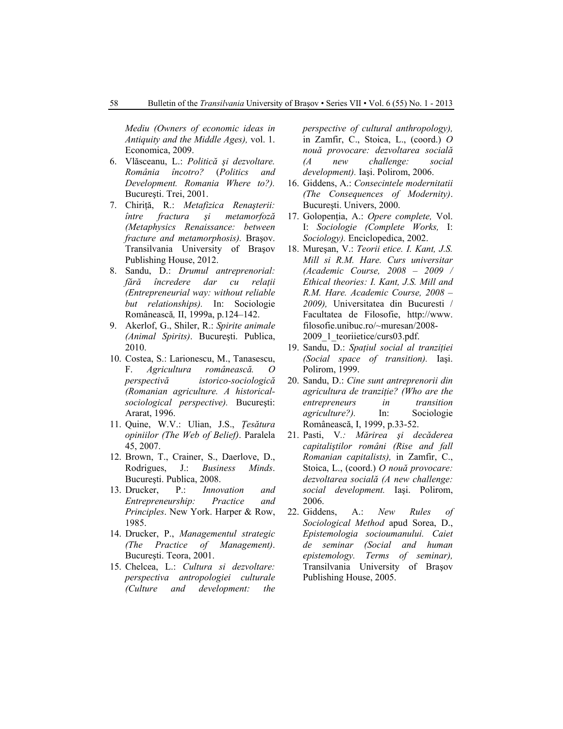*Mediu (Owners of economic ideas in Antiquity and the Middle Ages),* vol. 1. Economica, 2009.

6. Vlăsceanu, L.: *Politică şi dezvoltare. România încotro?* (*Politics and Development. Romania Where to?).* Bucureşti. Trei, 2001.
7. Chiriță, R.: *Metafizica Renaşterii: între fractura şi metamorfoză (Metaphysics Renaissance: between fracture and metamorphosis).* Braşov. Transilvania University of Braşov Publishing House, 2012.
8. Sandu, D.: *Drumul antreprenorial: fără încredere dar cu relații (Entrepreneurial way: without reliable but relationships).* In: Sociologie Românească*,* II, 1999a, p.124–142.
9. Akerlof, G., Shiler, R.: *Spirite animale (Animal Spirits)*. Bucureşti. Publica, 2010.
10. Costea, S.: Larionescu, M., Tanasescu, F. *Agricultura românească. O perspectivă istorico-sociologică (Romanian agriculture. A historical-sociological perspective).* Bucureşti: Ararat, 1996.
11. Quine, W.V.: Ulian, J.S., *Țesătura opiniilor (The Web of Belief)*. Paralela 45, 2007.
12. Brown, T., Crainer, S., Daerlove, D., Rodrigues, J.: *Business Minds*. Bucureşti. Publica, 2008.
13. Drucker, P.: *Innovation and Entrepreneurship: Practice and Principles*. New York. Harper & Row, 1985.
14. Drucker, P., *Managementul strategic (The Practice of Management)*. Bucureşti. Teora, 2001.
15. Chelcea, L.: *Cultura si dezvoltare: perspectiva antropologiei culturale (Culture and development: the perspective of cultural anthropology),* in Zamfir, C., Stoica, L., (coord.) *O nouă provocare: dezvoltarea socială (A new challenge: social development).* Iaşi. Polirom, 2006.
16. Giddens, A.: *Consecintele modernitatii (The Consequences of Modernity)*. Bucureşti. Univers, 2000.
17. Golopenția, A.: *Opere complete,* Vol. I: *Sociologie (Complete Works,* I: *Sociology).* Enciclopedica, 2002.
18. Mureşan, V.: *Teorii etice. I. Kant, J.S. Mill si R.M. Hare. Curs universitar (Academic Course, 2008 – 2009 / Ethical theories: I. Kant, J.S. Mill and R.M. Hare. Academic Course, 2008 – 2009),* Universitatea din Bucuresti / Facultatea de Filosofie, http://www.filosofie.unibuc.ro/~muresan/2008-2009_1_teoriietice/curs03.pdf.
19. Sandu, D.: *Spațiul social al tranziției (Social space of transition).* Iaşi. Polirom, 1999.
20. Sandu, D.: *Cine sunt antreprenorii din agricultura de tranziție? (Who are the entrepreneurs in transition agriculture?).* In: Sociologie Românească, I, 1999, p.33-52.
21. Pasti, V*.: Mărirea şi decăderea capitaliştilor români (Rise and fall Romanian capitalists),* in Zamfir, C., Stoica, L., (coord.) *O nouă provocare: dezvoltarea socială (A new challenge: social development.* Iaşi. Polirom, 2006.
22. Giddens, A.: *New Rules of Sociological Method* apud Sorea, D., *Epistemologia socioumanului. Caiet de seminar (Social and human epistemology. Terms of seminar),* Transilvania University of Braşov Publishing House, 2005.